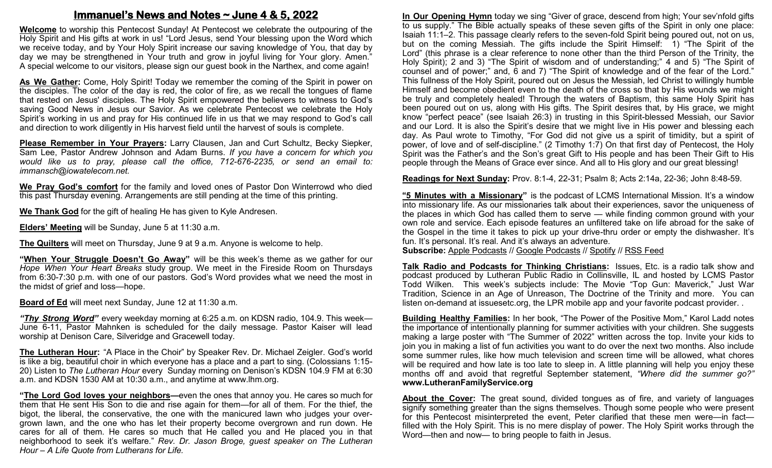# Immanuel's News and Notes ~ June 4 & 5, 2022

**Welcome** to worship this Pentecost Sunday! At Pentecost we celebrate the outpouring of the Holy Spirit and His gifts at work in us! "Lord Jesus, send Your blessing upon the Word which we receive today, and by Your Holy Spirit increase our saving knowledge of You, that day by day we may be strengthened in Your truth and grow in joyful living for Your glory. Amen." A special welcome to our visitors, please sign our guest book in the Narthex, and come again!

**As We Gather:** Come, Holy Spirit! Today we remember the coming of the Spirit in power on the disciples. The color of the day is red, the color of fire, as we recall the tongues of flame that rested on Jesus' disciples. The Holy Spirit empowered the believers to witness to God's saving Good News in Jesus our Savior. As we celebrate Pentecost we celebrate the Holy Spirit's working in us and pray for His continued life in us that we may respond to God's call and direction to work diligently in His harvest field until the harvest of souls is complete.

**Please Remember in Your Prayers:** Larry Clausen, Jan and Curt Schultz, Becky Siepker, Sam Lee, Pastor Andrew Johnson and Adam Burns. *If you have a concern for which you would like us to pray, please call the office, 712-676-2235, or send an email to: immansch@iowatelecom.net.*

**We Pray God's comfort** for the family and loved ones of Pastor Don Winterrowd who died this past Thursday evening. Arrangements are still pending at the time of this printing.

**We Thank God** for the gift of healing He has given to Kyle Andresen.

**Elders' Meeting** will be Sunday, June 5 at 11:30 a.m.

**The Quilters** will meet on Thursday, June 9 at 9 a.m. Anyone is welcome to help.

**"When Your Struggle Doesn't Go Away"** will be this week's theme as we gather for our *Hope When Your Heart Breaks* study group. We meet in the Fireside Room on Thursdays from 6:30-7:30 p.m. with one of our pastors. God's Word provides what we need the most in the midst of grief and loss—hope.

**Board of Ed** will meet next Sunday, June 12 at 11:30 a.m.

***"Thy Strong Word"*** every weekday morning at 6:25 a.m. on KDSN radio, 104.9. This week—June 6-11, Pastor Mahnken is scheduled for the daily message. Pastor Kaiser will lead worship at Denison Care, Silveridge and Gracewell today.

**The Lutheran Hour:** "A Place in the Choir" by Speaker Rev. Dr. Michael Zeigler. God's world is like a big, beautiful choir in which everyone has a place and a part to sing. (Colossians 1:15-20) Listen to *The Lutheran Hour* every Sunday morning on Denison's KDSN 104.9 FM at 6:30 a.m. and KDSN 1530 AM at 10:30 a.m., and anytime at www.lhm.org.

**"The Lord God loves your neighbors—**even the ones that annoy you. He cares so much for them that He sent His Son to die and rise again for them—for all of them. For the thief, the bigot, the liberal, the conservative, the one with the manicured lawn who judges your over-grown lawn, and the one who has let their property become overgrown and run down. He cares for all of them. He cares so much that He called you and He placed you in that neighborhood to seek it's welfare." *Rev. Dr. Jason Broge, guest speaker on The Lutheran Hour – A Life Quote from Lutherans for Life.*

**In Our Opening Hymn** today we sing "Giver of grace, descend from high; Your sev'nfold gifts to us supply." The Bible actually speaks of these seven gifts of the Spirit in only one place: Isaiah 11:1–2. This passage clearly refers to the seven-fold Spirit being poured out, not on us, but on the coming Messiah. The gifts include the Spirit Himself: 1) "The Spirit of the Lord" (this phrase is a clear reference to none other than the third Person of the Trinity, the Holy Spirit); 2 and 3) "The Spirit of wisdom and of understanding;" 4 and 5) "The Spirit of counsel and of power;" and, 6 and 7) "The Spirit of knowledge and of the fear of the Lord." This fullness of the Holy Spirit, poured out on Jesus the Messiah, led Christ to willingly humble Himself and become obedient even to the death of the cross so that by His wounds we might be truly and completely healed! Through the waters of Baptism, this same Holy Spirit has been poured out on us, along with His gifts. The Spirit desires that, by His grace, we might know "perfect peace" (see Isaiah 26:3) in trusting in this Spirit-blessed Messiah, our Savior and our Lord. It is also the Spirit's desire that we might live in His power and blessing each day. As Paul wrote to Timothy, "For God did not give us a spirit of timidity, but a spirit of power, of love and of self-discipline." (2 Timothy 1:7) On that first day of Pentecost, the Holy Spirit was the Father's and the Son's great Gift to His people and has been Their Gift to His people through the Means of Grace ever since. And all to His glory and our great blessing!

**Readings for Next Sunday:** Prov. 8:1-4, 22-31; Psalm 8; Acts 2:14a, 22-36; John 8:48-59.

**"5 Minutes with a Missionary"** is the podcast of LCMS International Mission. It's a window into missionary life. As our missionaries talk about their experiences, savor the uniqueness of the places in which God has called them to serve — while finding common ground with your own role and service. Each episode features an unfiltered take on life abroad for the sake of the Gospel in the time it takes to pick up your drive-thru order or empty the dishwasher. It's fun. It's personal. It's real. And it's always an adventure.
**Subscribe:** Apple Podcasts // Google Podcasts // Spotify // RSS Feed

**Talk Radio and Podcasts for Thinking Christians:** Issues, Etc. is a radio talk show and podcast produced by Lutheran Public Radio in Collinsville, IL and hosted by LCMS Pastor Todd Wilken. This week's subjects include: The Movie "Top Gun: Maverick," Just War Tradition, Science in an Age of Unreason, The Doctrine of the Trinity and more. You can listen on-demand at issuesetc.org, the LPR mobile app and your favorite podcast provider. .

**Building Healthy Families:** In her book, "The Power of the Positive Mom," Karol Ladd notes the importance of intentionally planning for summer activities with your children. She suggests making a large poster with "The Summer of 2022" written across the top. Invite your kids to join you in making a list of fun activities you want to do over the next two months. Also include some summer rules, like how much television and screen time will be allowed, what chores will be required and how late is too late to sleep in. A little planning will help you enjoy these months off and avoid that regretful September statement, *"Where did the summer go?"* **www.LutheranFamilyService.org**

**About the Cover:** The great sound, divided tongues as of fire, and variety of languages signify something greater than the signs themselves. Though some people who were present for this Pentecost misinterpreted the event, Peter clarified that these men were—in fact—filled with the Holy Spirit. This is no mere display of power. The Holy Spirit works through the Word—then and now— to bring people to faith in Jesus.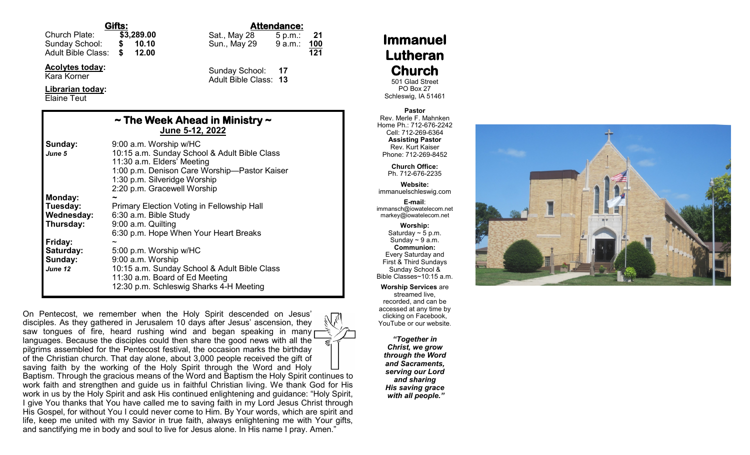**Gifts:**

| | |
|---|---|
| Church Plate: | $3,289.00 |
| Sunday School: | $ 10.10 |
| Adult Bible Class: | $ 12.00 |

**Attendance:**

| | | |
|---|---|---|
| Sat., May 28 | 5 p.m.: | 21 |
| Sun., May 29 | 9 a.m.: | 100 |
| | | 121 |

**Acolytes today:**
Kara Korner

Sunday School: 17
Adult Bible Class: 13

**Librarian today:**
Elaine Teut

## ~ The Week Ahead in Ministry ~

**June 5-12, 2022**

| | |
|---|---|
| **Sunday:** *June 5* | 9:00 a.m. Worship w/HC<br>10:15 a.m. Sunday School & Adult Bible Class<br>11:30 a.m. Elders' Meeting<br>1:00 p.m. Denison Care Worship—Pastor Kaiser<br>1:30 p.m. Silveridge Worship<br>2:20 p.m. Gracewell Worship |
| **Monday:** | ~ |
| **Tuesday:** | Primary Election Voting in Fellowship Hall |
| **Wednesday:** | 6:30 a.m. Bible Study |
| **Thursday:** | 9:00 a.m. Quilting<br>6:30 p.m. Hope When Your Heart Breaks |
| **Friday:** | ~ |
| **Saturday:** | 5:00 p.m. Worship w/HC |
| **Sunday:** *June 12* | 9:00 a.m. Worship<br>10:15 a.m. Sunday School & Adult Bible Class<br>11:30 a.m. Board of Ed Meeting<br>12:30 p.m. Schleswig Sharks 4-H Meeting |

On Pentecost, we remember when the Holy Spirit descended on Jesus' disciples. As they gathered in Jerusalem 10 days after Jesus' ascension, they saw tongues of fire, heard rushing wind and began speaking in many languages. Because the disciples could then share the good news with all the pilgrims assembled for the Pentecost festival, the occasion marks the birthday of the Christian church. That day alone, about 3,000 people received the gift of saving faith by the working of the Holy Spirit through the Word and Holy Baptism. Through the gracious means of the Word and Baptism the Holy Spirit continues to work faith and strengthen and guide us in faithful Christian living. We thank God for His work in us by the Holy Spirit and ask His continued enlightening and guidance: "Holy Spirit, I give You thanks that You have called me to saving faith in my Lord Jesus Christ through His Gospel, for without You I could never come to Him. By Your words, which are spirit and life, keep me united with my Savior in true faith, always enlightening me with Your gifts, and sanctifying me in body and soul to live for Jesus alone. In His name I pray. Amen."

# Immanuel Lutheran Church

501 Glad Street
PO Box 27
Schleswig, IA 51461

**Pastor**
Rev. Merle F. Mahnken
Home Ph.: 712-676-2242
Cell: 712-269-6364

**Assisting Pastor**
Rev. Kurt Kaiser
Phone: 712-269-8452

**Church Office:**
Ph. 712-676-2235

**Website:**
immanuelschleswig.com

**E-mail**:
immansch@iowatelecom.net
markey@iowatelecom.net

**Worship:**
Saturday ~ 5 p.m.
Sunday ~ 9 a.m.

**Communion:**
Every Saturday and
First & Third Sundays
Sunday School &
Bible Classes~10:15 a.m.

**Worship Services** are streamed live, recorded, and can be accessed at any time by clicking on Facebook, YouTube or our website.

***"Together in Christ, we grow through the Word and Sacraments, serving our Lord and sharing His saving grace with all people."***